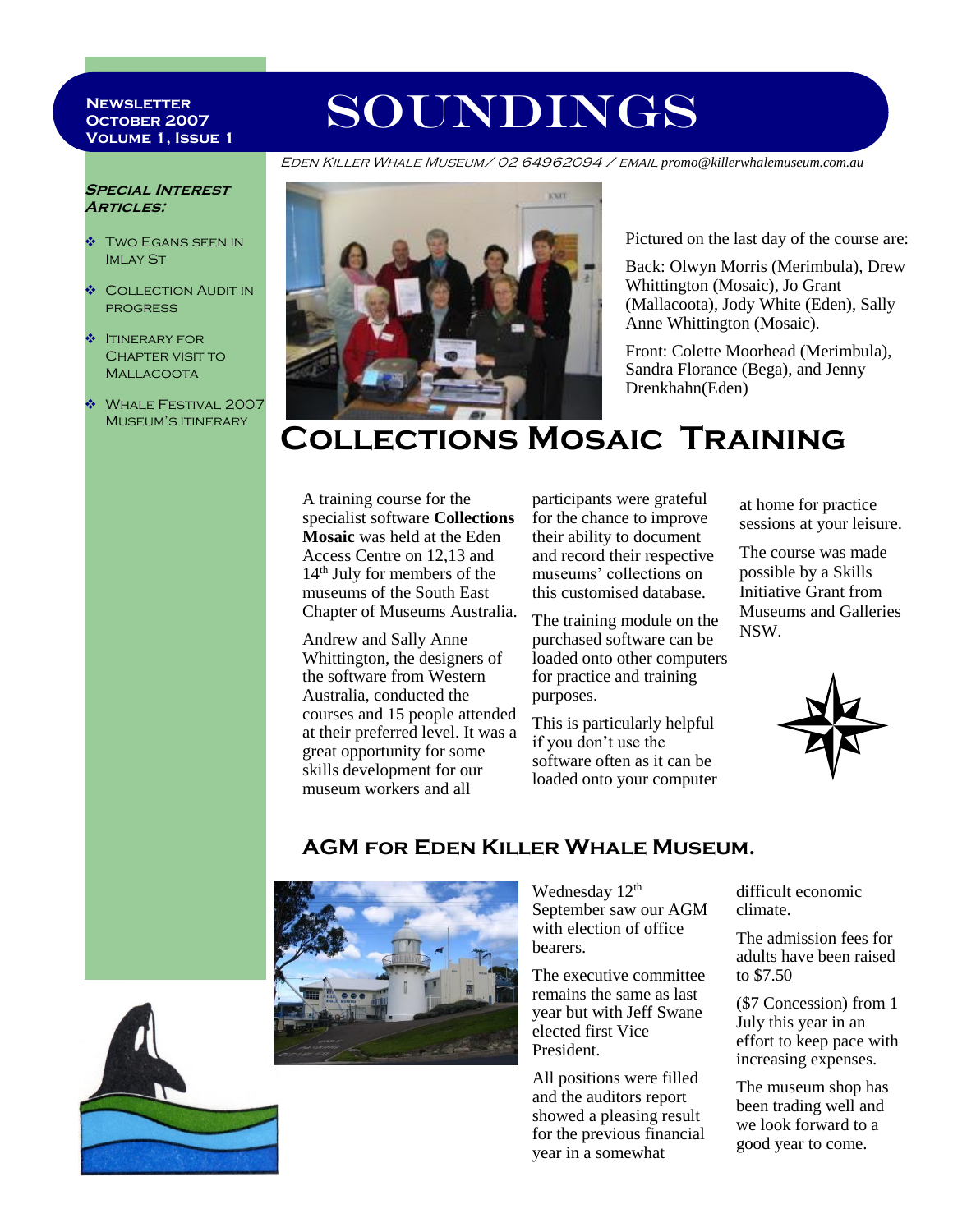**Newsletter**
**October 2007**
**Volume 1, Issue 1**

# SOUNDINGS

*Eden Killer Whale Museum/ 02 64962094 / email promo@killerwhalemuseum.com.au*

***Special Interest Articles:***

- Two Egans seen in Imlay St
- Collection Audit in progress
- Itinerary for Chapter visit to Mallacoota
- Whale Festival 2007 Museum's itinerary

Pictured on the last day of the course are:

Back: Olwyn Morris (Merimbula), Drew Whittington (Mosaic), Jo Grant (Mallacoota), Jody White (Eden), Sally Anne Whittington (Mosaic).

Front: Colette Moorhead (Merimbula), Sandra Florance (Bega), and Jenny Drenkhahn(Eden)

## Collections Mosaic Training

A training course for the specialist software **Collections Mosaic** was held at the Eden Access Centre on 12,13 and 14th July for members of the museums of the South East Chapter of Museums Australia.

Andrew and Sally Anne Whittington, the designers of the software from Western Australia, conducted the courses and 15 people attended at their preferred level. It was a great opportunity for some skills development for our museum workers and all participants were grateful for the chance to improve their ability to document and record their respective museums' collections on this customised database.

The training module on the purchased software can be loaded onto other computers for practice and training purposes.

This is particularly helpful if you don't use the software often as it can be loaded onto your computer at home for practice sessions at your leisure.

The course was made possible by a Skills Initiative Grant from Museums and Galleries NSW.

## AGM for Eden Killer Whale Museum.

Wednesday 12th September saw our AGM with election of office bearers.

The executive committee remains the same as last year but with Jeff Swane elected first Vice President.

All positions were filled and the auditors report showed a pleasing result for the previous financial year in a somewhat difficult economic climate.

The admission fees for adults have been raised to $7.50

($7 Concession) from 1 July this year in an effort to keep pace with increasing expenses.

The museum shop has been trading well and we look forward to a good year to come.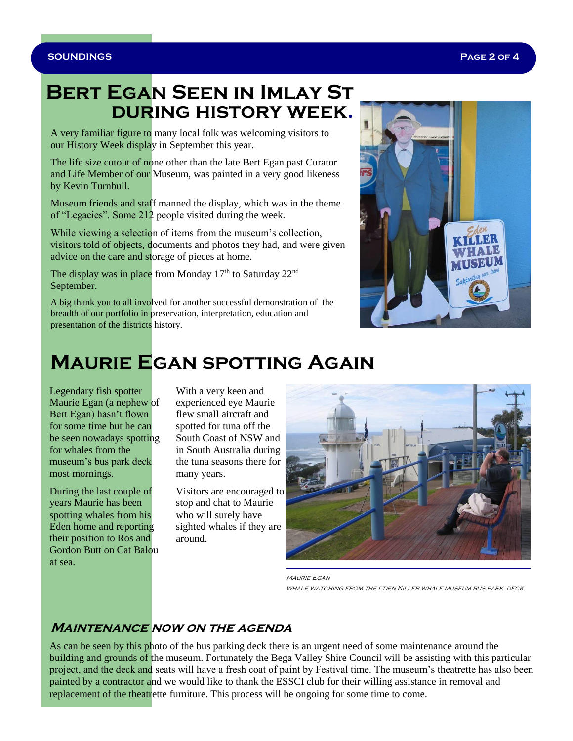# Bert Egan Seen in Imlay St during History Week.

A very familiar figure to many local folk was welcoming visitors to our History Week display in September this year.

The life size cutout of none other than the late Bert Egan past Curator and Life Member of our Museum, was painted in a very good likeness by Kevin Turnbull.

Museum friends and staff manned the display, which was in the theme of "Legacies". Some 212 people visited during the week.

While viewing a selection of items from the museum's collection, visitors told of objects, documents and photos they had, and were given advice on the care and storage of pieces at home.

The display was in place from Monday 17th to Saturday 22nd September.

A big thank you to all involved for another successful demonstration of the breadth of our portfolio in preservation, interpretation, education and presentation of the districts history.

# Maurie Egan spotting Again

Legendary fish spotter Maurie Egan (a nephew of Bert Egan) hasn't flown for some time but he can be seen nowadays spotting for whales from the museum's bus park deck most mornings.

During the last couple of years Maurie has been spotting whales from his Eden home and reporting their position to Ros and Gordon Butt on Cat Balou at sea.

With a very keen and experienced eye Maurie flew small aircraft and spotted for tuna off the South Coast of NSW and in South Australia during the tuna seasons there for many years.

Visitors are encouraged to stop and chat to Maurie who will surely have sighted whales if they are around.

*Maurie Egan*
*whale watching from the Eden Killer Whale Museum bus park deck*

## Maintenance now on the agenda

As can be seen by this photo of the bus parking deck there is an urgent need of some maintenance around the building and grounds of the museum. Fortunately the Bega Valley Shire Council will be assisting with this particular project, and the deck and seats will have a fresh coat of paint by Festival time. The museum's theatrette has also been painted by a contractor and we would like to thank the ESSCI club for their willing assistance in removal and replacement of the theatrette furniture. This process will be ongoing for some time to come.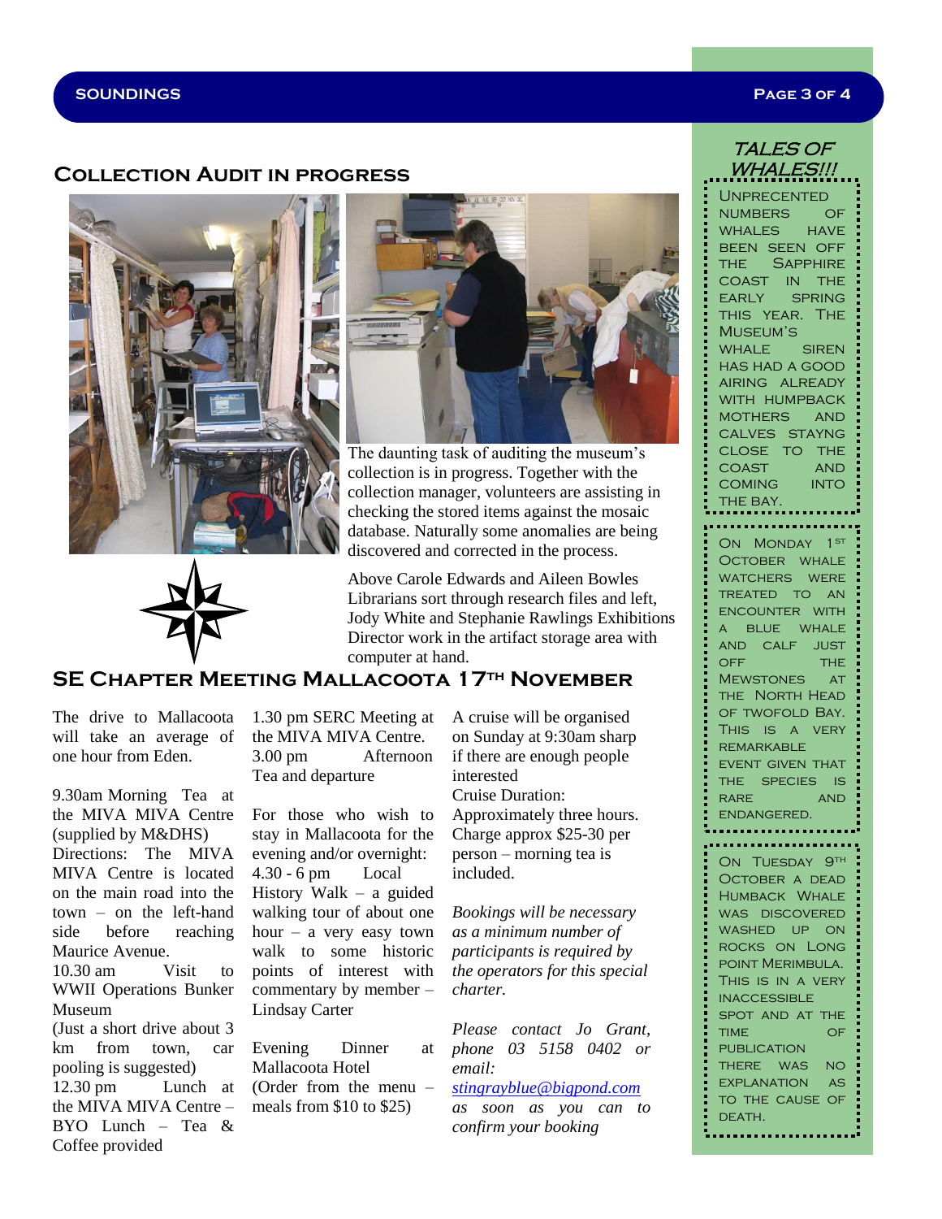## Collection Audit in progress

The daunting task of auditing the museum's collection is in progress. Together with the collection manager, volunteers are assisting in checking the stored items against the mosaic database. Naturally some anomalies are being discovered and corrected in the process.

Above Carole Edwards and Aileen Bowles Librarians sort through research files and left, Jody White and Stephanie Rawlings Exhibitions Director work in the artifact storage area with computer at hand.

## SE Chapter Meeting Mallacoota 17th November

The drive to Mallacoota will take an average of one hour from Eden.

9.30am Morning Tea at the MIVA MIVA Centre (supplied by M&DHS)
Directions: The MIVA MIVA Centre is located on the main road into the town – on the left-hand side before reaching Maurice Avenue.
10.30 am Visit to WWII Operations Bunker Museum
(Just a short drive about 3 km from town, car pooling is suggested)
12.30 pm Lunch at the MIVA MIVA Centre – BYO Lunch – Tea & Coffee provided
1.30 pm SERC Meeting at the MIVA MIVA Centre.
3.00 pm Afternoon Tea and departure

For those who wish to stay in Mallacoota for the evening and/or overnight:
4.30 - 6 pm Local History Walk – a guided walking tour of about one hour – a very easy town walk to some historic points of interest with commentary by member – Lindsay Carter

Evening Dinner at Mallacoota Hotel
(Order from the menu – meals from $10 to $25)

A cruise will be organised on Sunday at 9:30am sharp if there are enough people interested
Cruise Duration: Approximately three hours.
Charge approx $25-30 per person – morning tea is included.

*Bookings will be necessary as a minimum number of participants is required by the operators for this special charter.*

*Please contact Jo Grant, phone 03 5158 0402 or email: stingrayblue@bigpond.com as soon as you can to confirm your booking*

## Tales of Whales!!!

Unprecented numbers of whales have been seen off the Sapphire Coast in the early spring this year. The Museum's Whale Siren has had a good airing already with humpback mothers and calves staying close to the coast and coming into the bay.

On Monday 1st October whale watchers were treated to an encounter with a blue whale and calf just off the Mewstones at the North Head of Twofold Bay. This is a very remarkable event given that the species is rare and endangered.

On Tuesday 9th October a dead Humback Whale was discovered washed up on rocks on Long Point Merimbula. This is in a very inaccessible spot and at the time of publication there was no explanation as to the cause of death.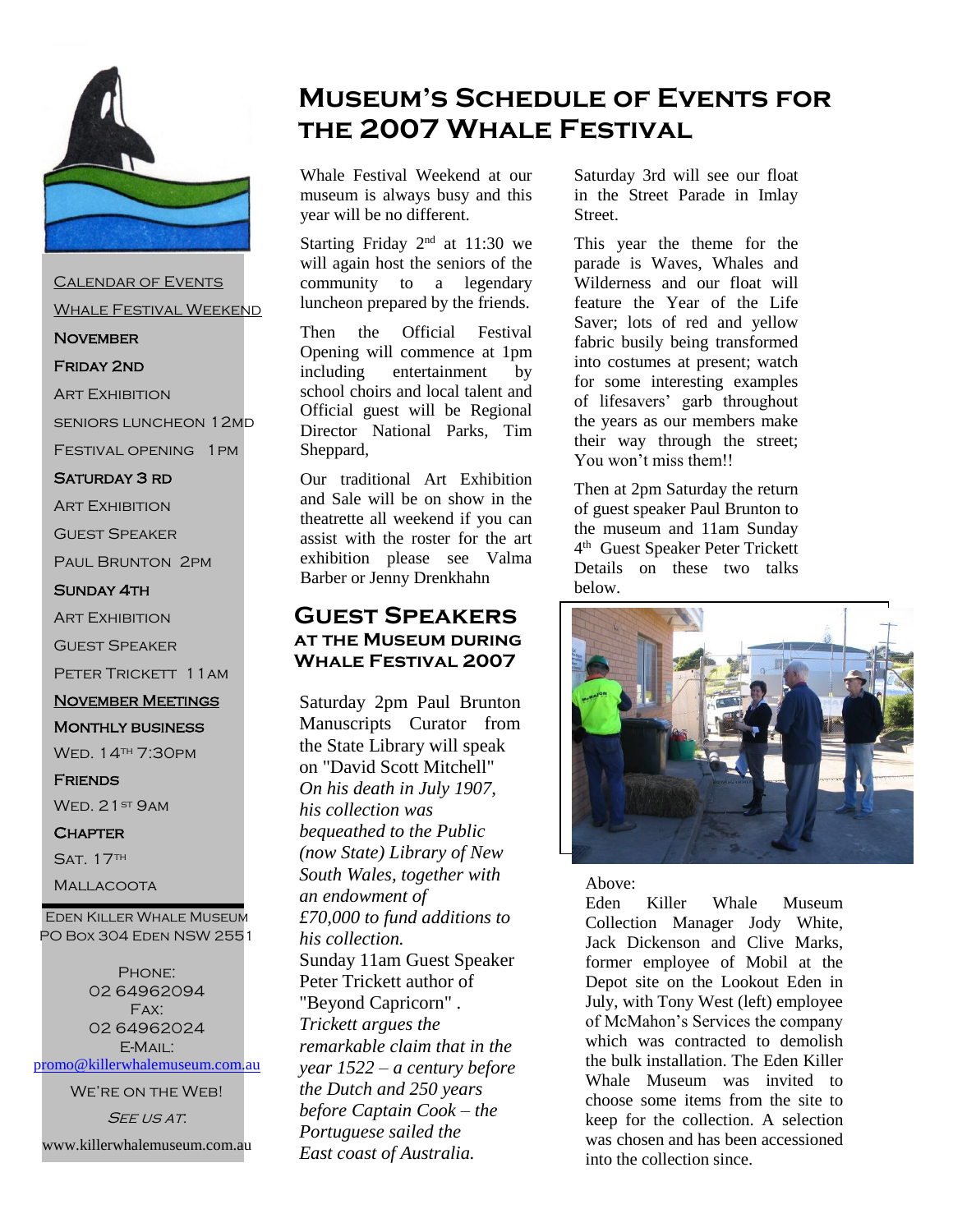Calendar of Events

Whale Festival Weekend

**November**

**Friday 2nd**

Art Exhibition

Seniors Luncheon 12md

Festival Opening 1pm

**Saturday 3 rd**

Art Exhibition

Guest Speaker

Paul Brunton 2pm

**Sunday 4th**

Art Exhibition

Guest Speaker

Peter Trickett 11am

**November Meetings**

**Monthly business**

Wed. 14th 7:30pm

**Friends**

Wed. 21st 9am

**Chapter**

Sat. 17th

Mallacoota

Eden Killer Whale Museum
PO Box 304 Eden NSW 2551

Phone:
02 64962094
Fax:
02 64962024
E-Mail:
promo@killerwhalemuseum.com.au

We're on the Web!

*See us at:*

www.killerwhalemuseum.com.au

# Museum's Schedule of Events for the 2007 Whale Festival

Whale Festival Weekend at our museum is always busy and this year will be no different.

Starting Friday 2nd at 11:30 we will again host the seniors of the community to a legendary luncheon prepared by the friends.

Then the Official Festival Opening will commence at 1pm including entertainment by school choirs and local talent and Official guest will be Regional Director National Parks, Tim Sheppard,

Our traditional Art Exhibition and Sale will be on show in the theatrette all weekend if you can assist with the roster for the art exhibition please see Valma Barber or Jenny Drenkhahn

Saturday 3rd will see our float in the Street Parade in Imlay Street.

This year the theme for the parade is Waves, Whales and Wilderness and our float will feature the Year of the Life Saver; lots of red and yellow fabric busily being transformed into costumes at present; watch for some interesting examples of lifesavers' garb throughout the years as our members make their way through the street; You won't miss them!!

Then at 2pm Saturday the return of guest speaker Paul Brunton to the museum and 11am Sunday 4th Guest Speaker Peter Trickett Details on these two talks below.

## Guest Speakers

### at the Museum during Whale Festival 2007

Saturday 2pm Paul Brunton Manuscripts Curator from the State Library will speak on "David Scott Mitchell" *On his death in July 1907, his collection was bequeathed to the Public (now State) Library of New South Wales, together with an endowment of £70,000 to fund additions to his collection.*

Sunday 11am Guest Speaker Peter Trickett author of "Beyond Capricorn" . *Trickett argues the remarkable claim that in the year 1522 – a century before the Dutch and 250 years before Captain Cook – the Portuguese sailed the East coast of Australia.*

Above:
Eden Killer Whale Museum Collection Manager Jody White, Jack Dickenson and Clive Marks, former employee of Mobil at the Depot site on the Lookout Eden in July, with Tony West (left) employee of McMahon's Services the company which was contracted to demolish the bulk installation. The Eden Killer Whale Museum was invited to choose some items from the site to keep for the collection. A selection was chosen and has been accessioned into the collection since.